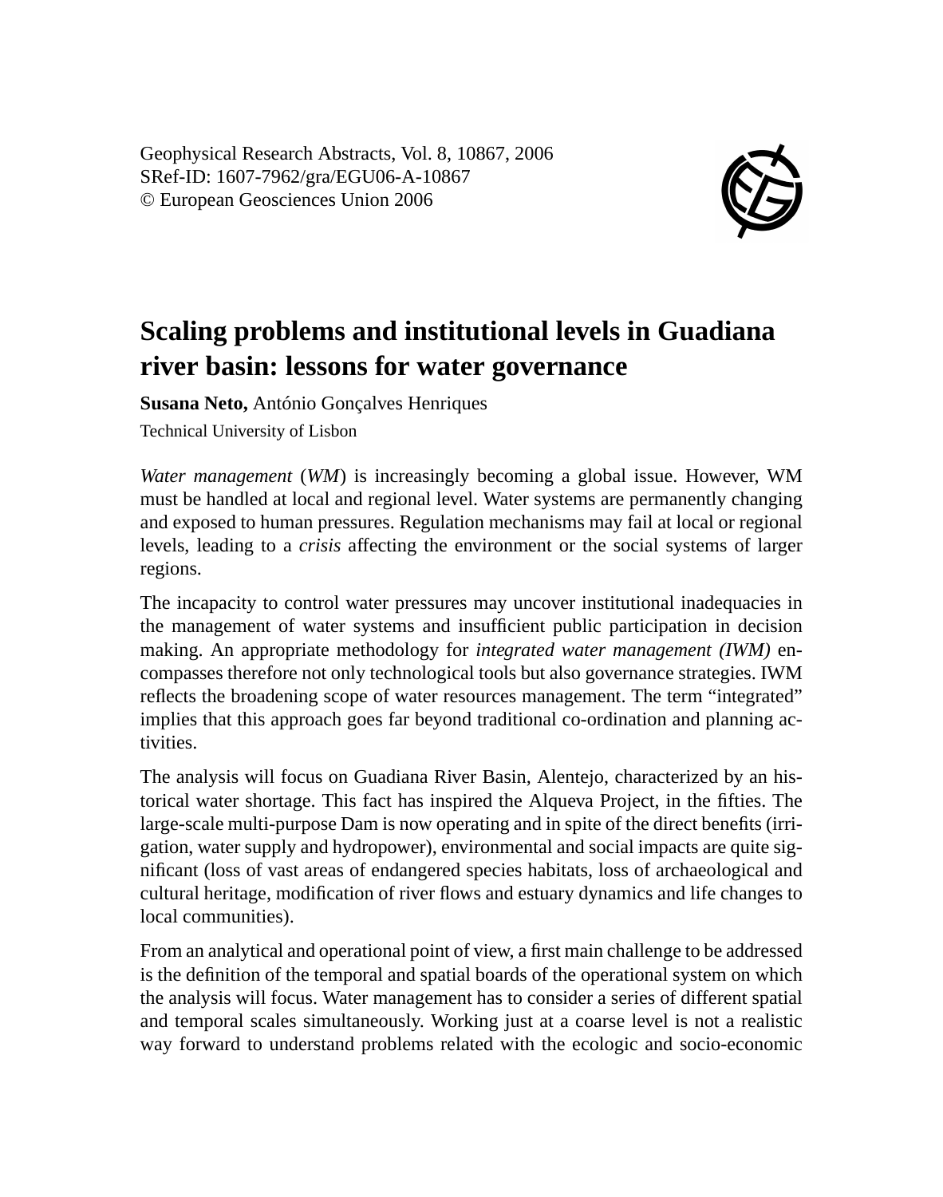Geophysical Research Abstracts, Vol. 8, 10867, 2006
SRef-ID: 1607-7962/gra/EGU06-A-10867
© European Geosciences Union 2006

# Scaling problems and institutional levels in Guadiana river basin: lessons for water governance

**Susana Neto,** António Gonçalves Henriques

Technical University of Lisbon

*Water management* (*WM*) is increasingly becoming a global issue. However, WM must be handled at local and regional level. Water systems are permanently changing and exposed to human pressures. Regulation mechanisms may fail at local or regional levels, leading to a *crisis* affecting the environment or the social systems of larger regions.

The incapacity to control water pressures may uncover institutional inadequacies in the management of water systems and insufficient public participation in decision making. An appropriate methodology for *integrated water management (IWM)* encompasses therefore not only technological tools but also governance strategies. IWM reflects the broadening scope of water resources management. The term "integrated" implies that this approach goes far beyond traditional co-ordination and planning activities.

The analysis will focus on Guadiana River Basin, Alentejo, characterized by an historical water shortage. This fact has inspired the Alqueva Project, in the fifties. The large-scale multi-purpose Dam is now operating and in spite of the direct benefits (irrigation, water supply and hydropower), environmental and social impacts are quite significant (loss of vast areas of endangered species habitats, loss of archaeological and cultural heritage, modification of river flows and estuary dynamics and life changes to local communities).

From an analytical and operational point of view, a first main challenge to be addressed is the definition of the temporal and spatial boards of the operational system on which the analysis will focus. Water management has to consider a series of different spatial and temporal scales simultaneously. Working just at a coarse level is not a realistic way forward to understand problems related with the ecologic and socio-economic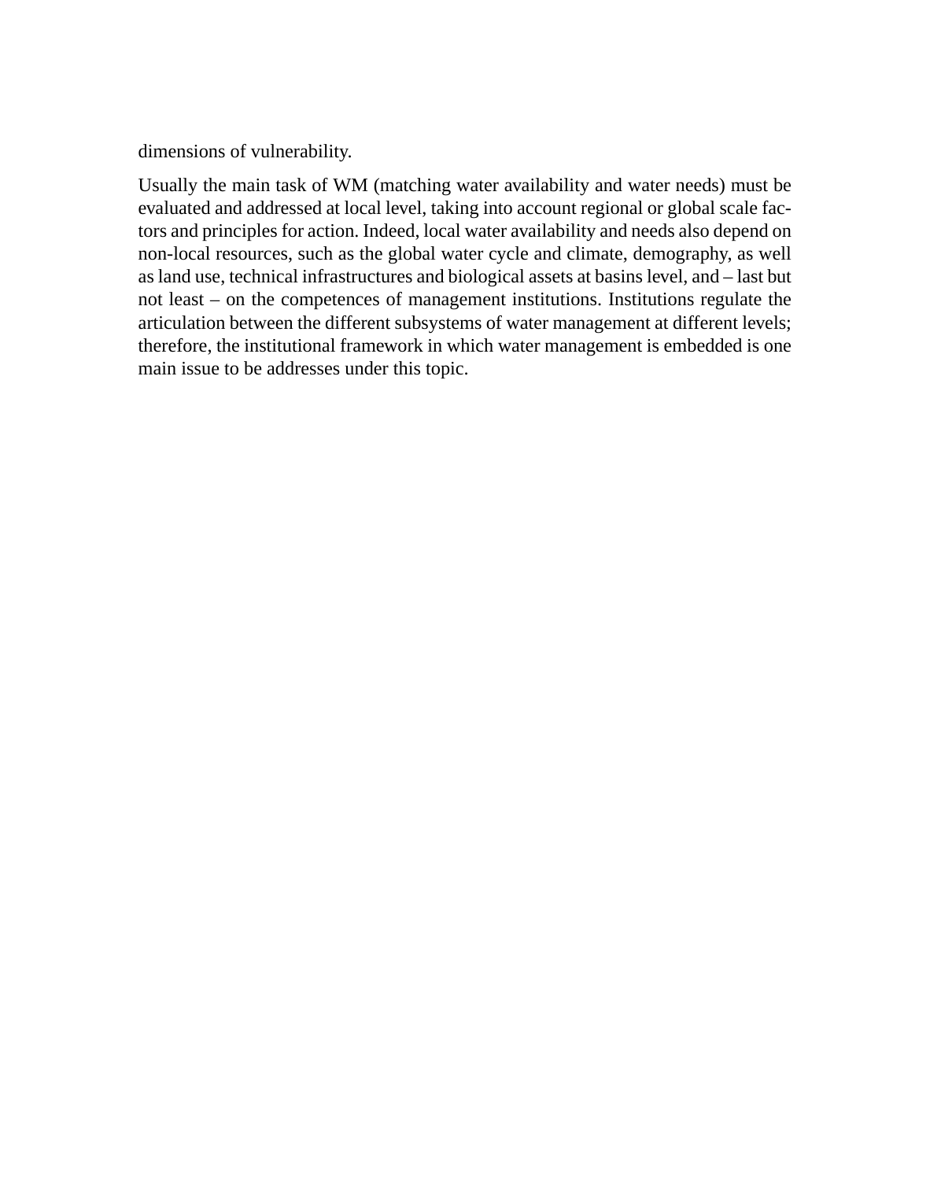dimensions of vulnerability.

Usually the main task of WM (matching water availability and water needs) must be evaluated and addressed at local level, taking into account regional or global scale factors and principles for action. Indeed, local water availability and needs also depend on non-local resources, such as the global water cycle and climate, demography, as well as land use, technical infrastructures and biological assets at basins level, and – last but not least – on the competences of management institutions. Institutions regulate the articulation between the different subsystems of water management at different levels; therefore, the institutional framework in which water management is embedded is one main issue to be addresses under this topic.